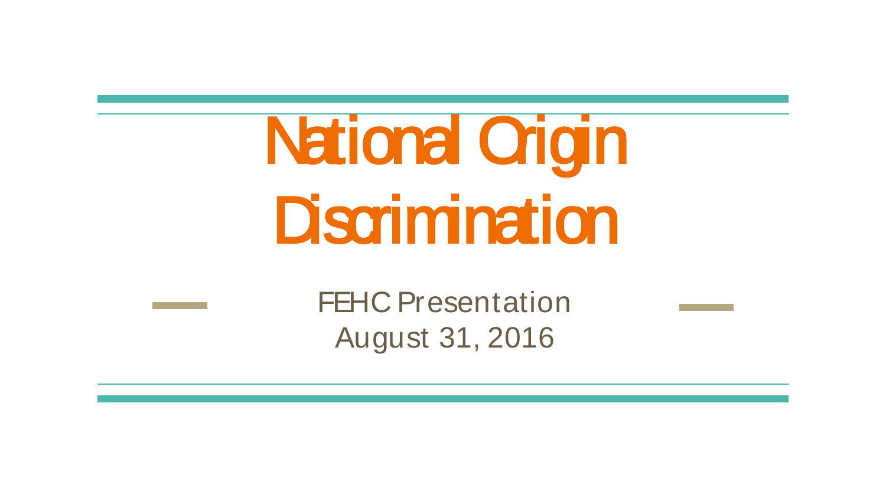# National Origin Discrimination

FEHC Presentation
August 31, 2016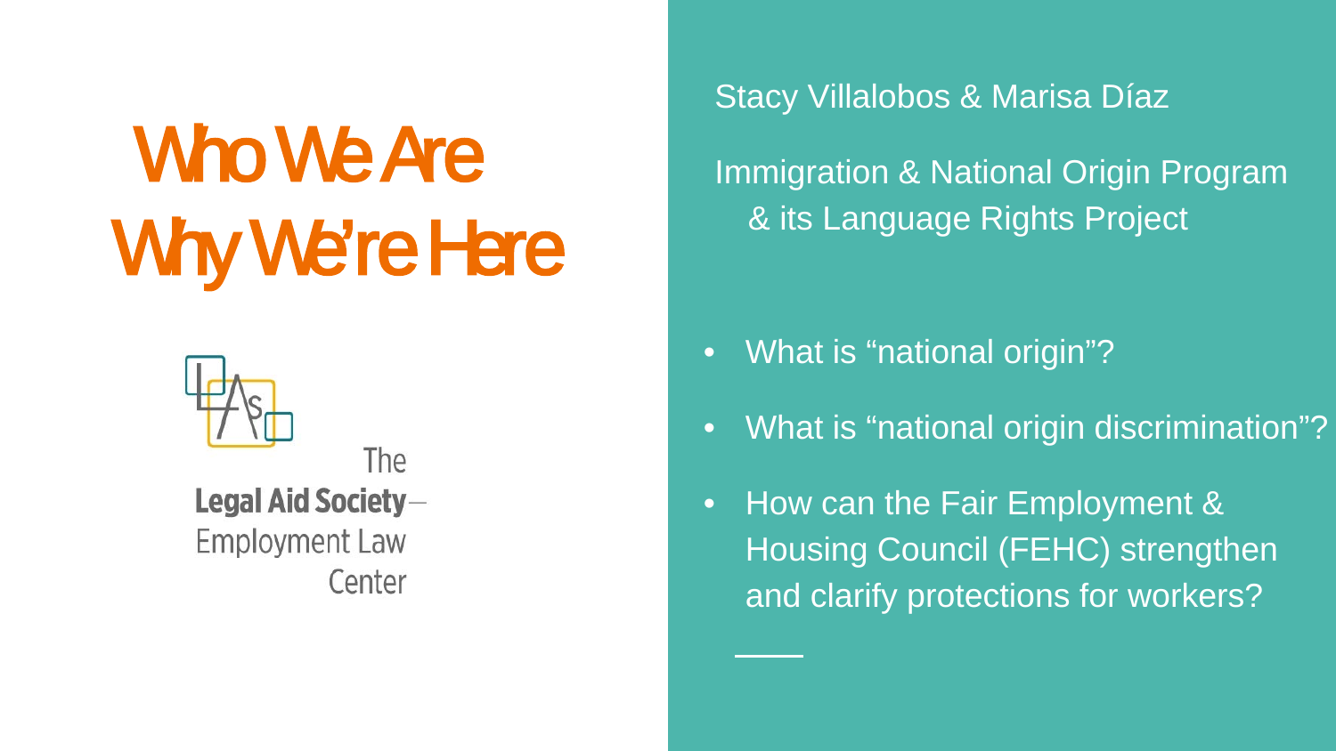# Who We Are
# Why We're Here

The
**Legal Aid Society**—
Employment Law
Center

Stacy Villalobos & Marisa Díaz

Immigration & National Origin Program & its Language Rights Project

- What is "national origin"?
- What is "national origin discrimination"?
- How can the Fair Employment & Housing Council (FEHC) strengthen and clarify protections for workers?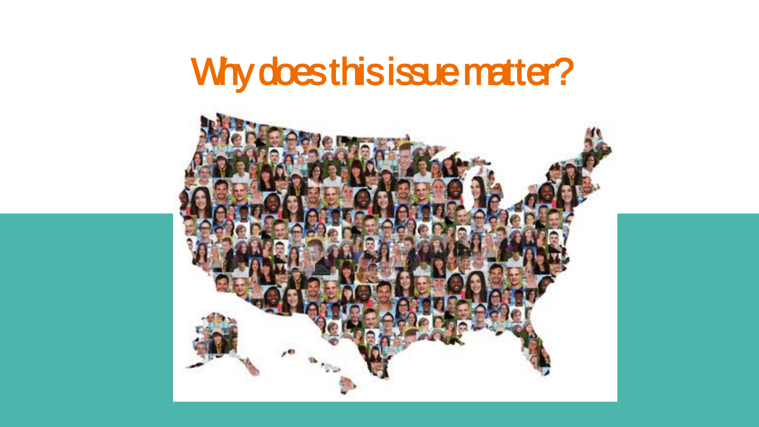# Why does this issue matter?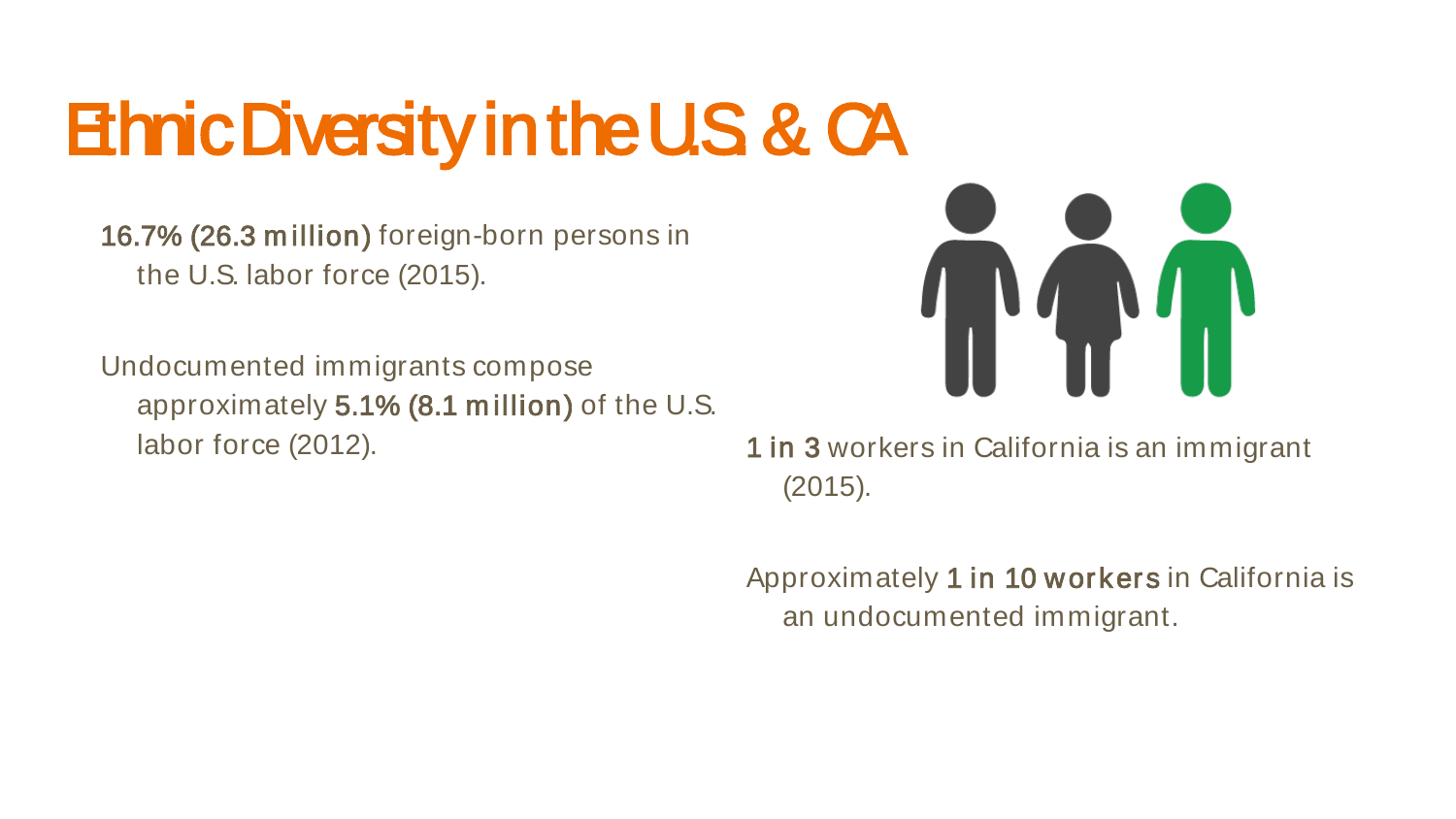# Ethnic Diversity in the U.S. & CA

**16.7% (26.3 million)** foreign-born persons in the U.S. labor force (2015).

Undocumented immigrants compose approximately **5.1% (8.1 million)** of the U.S. labor force (2012).

**1 in 3** workers in California is an immigrant (2015).

Approximately **1 in 10 workers** in California is an undocumented immigrant.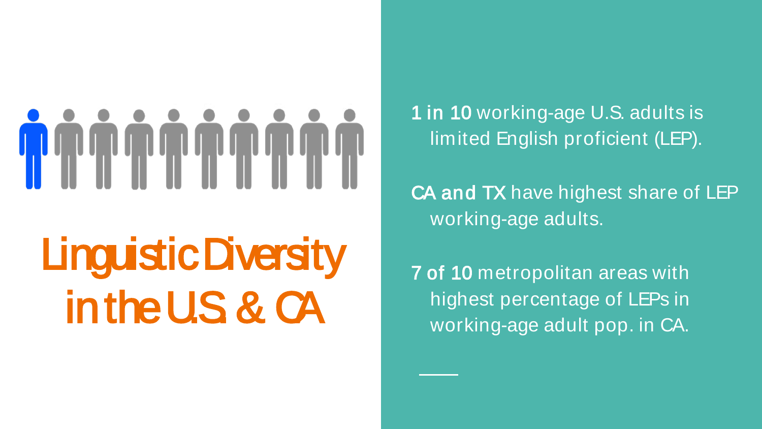# Linguistic Diversity in the U.S. & CA

**1 in 10** working-age U.S. adults is limited English proficient (LEP).

**CA and TX** have highest share of LEP working-age adults.

**7 of 10** metropolitan areas with highest percentage of LEPs in working-age adult pop. in CA.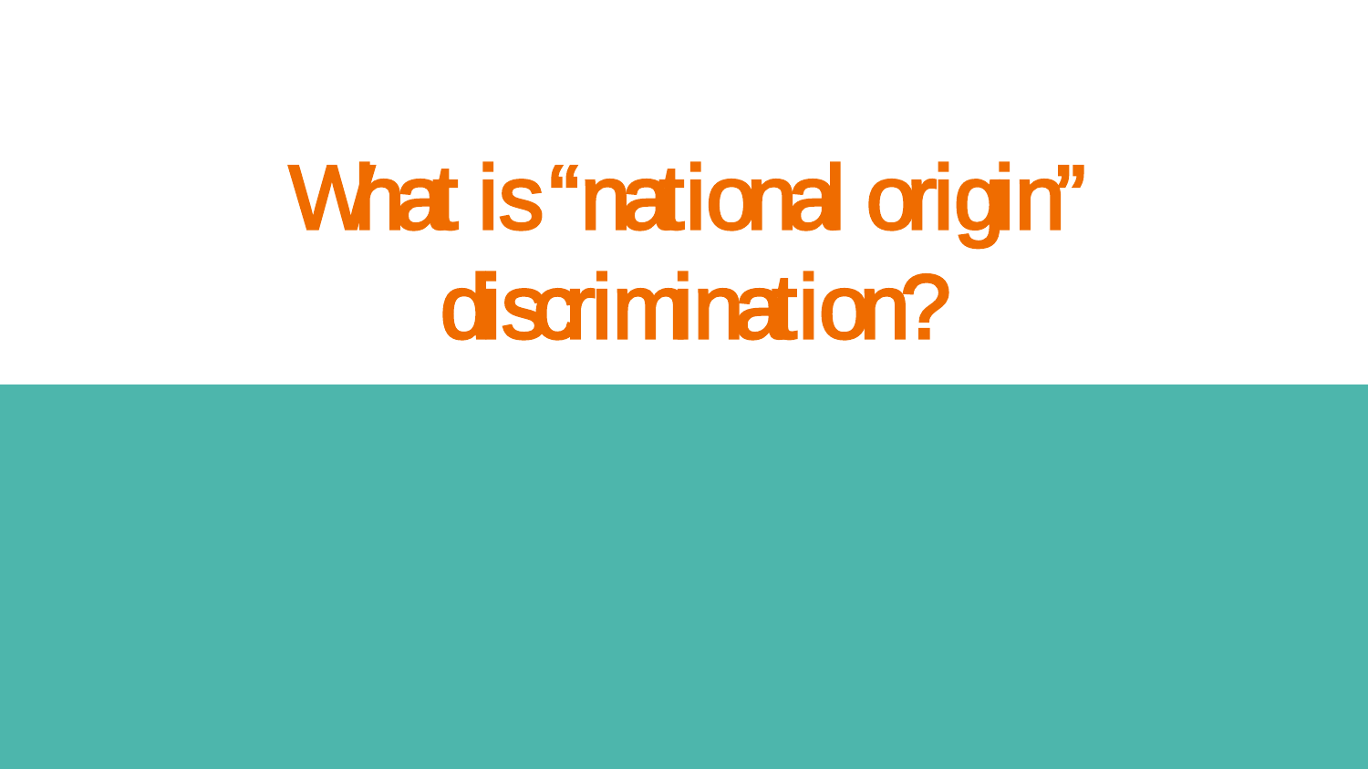# What is “national origin” discrimination?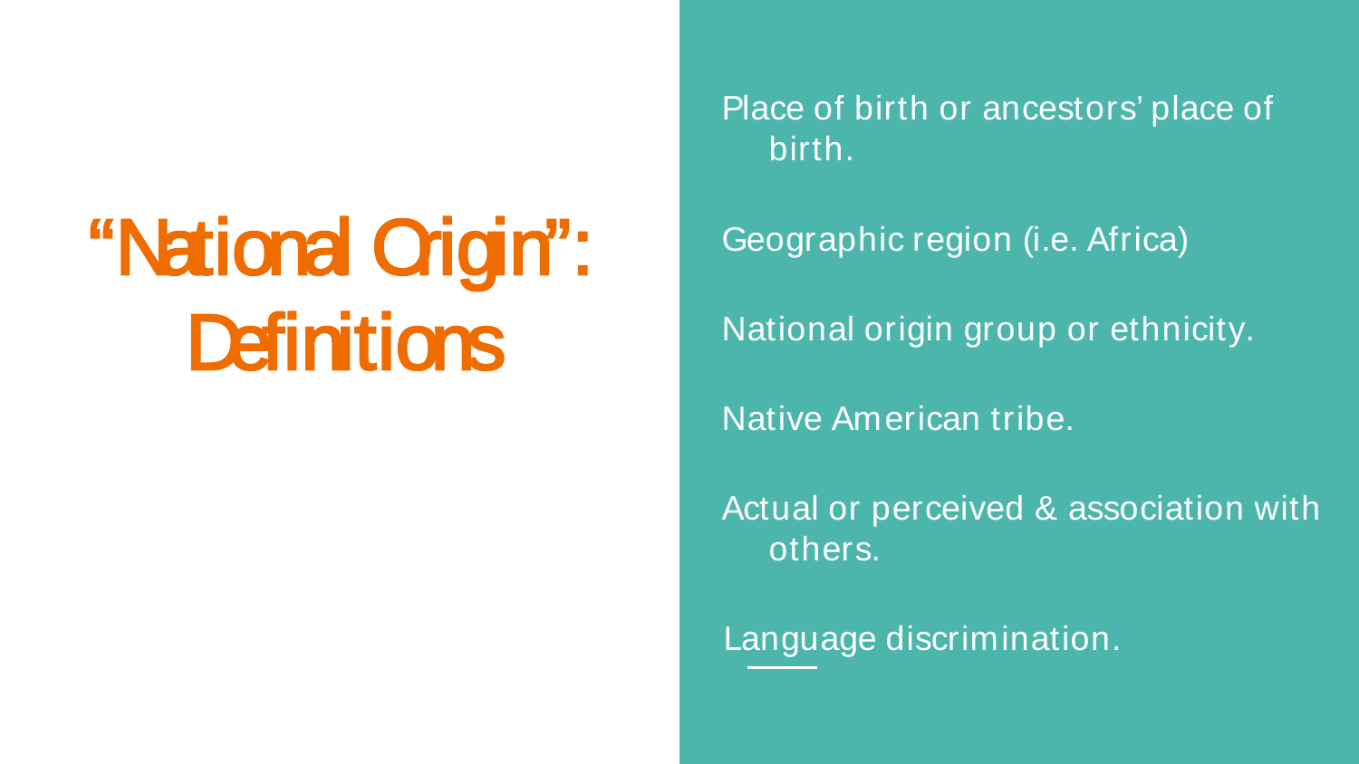# "National Origin": Definitions

- Place of birth or ancestors' place of birth.
- Geographic region (i.e. Africa)
- National origin group or ethnicity.
- Native American tribe.
- Actual or perceived & association with others.
- Language discrimination.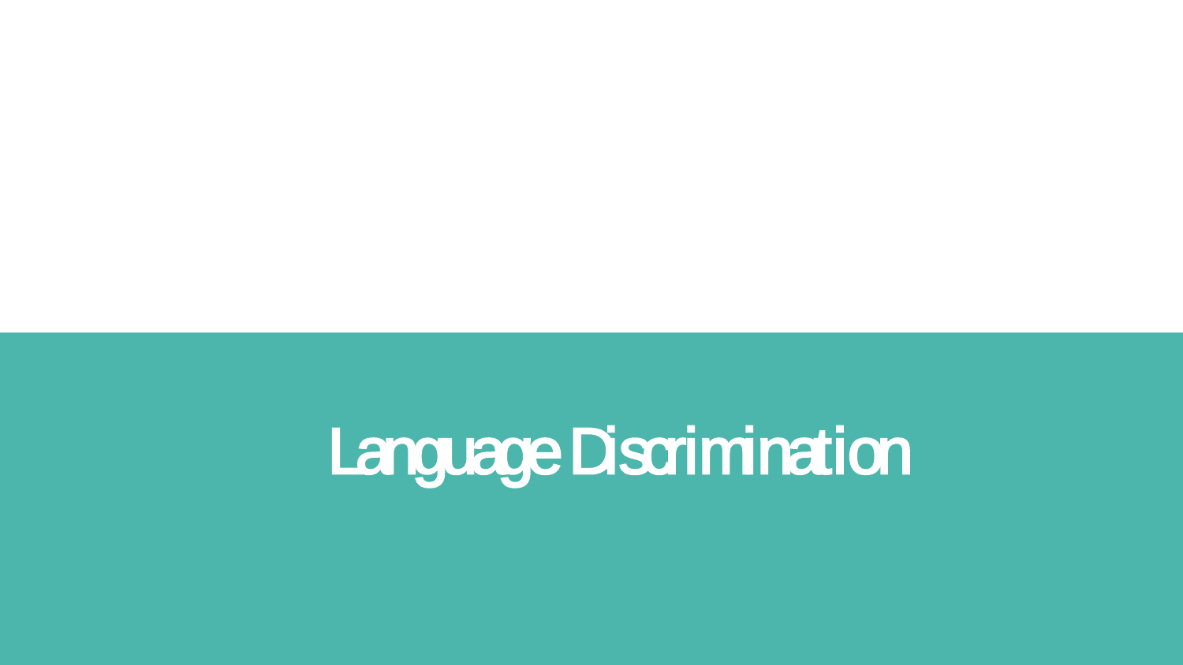# Language Discrimination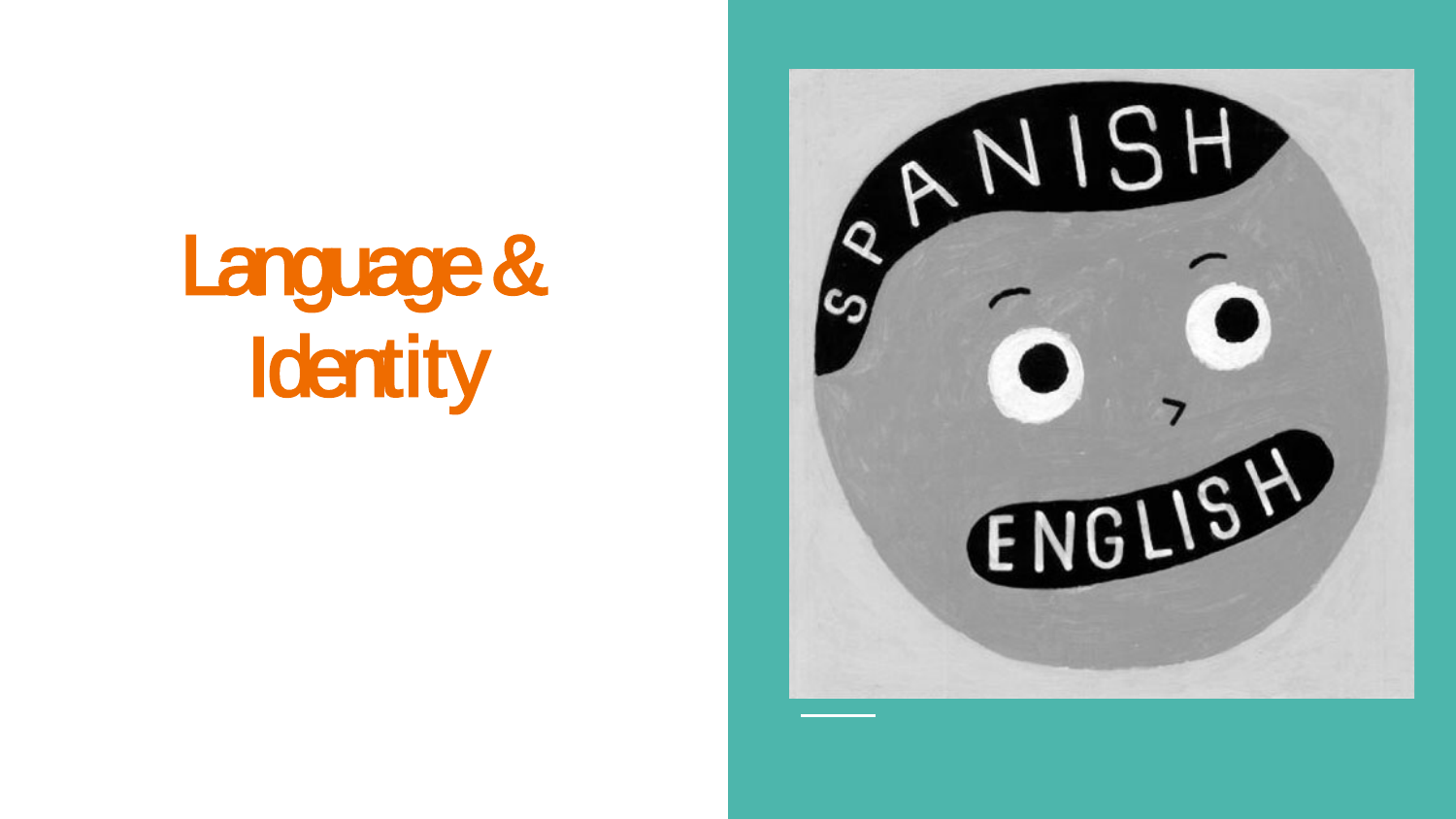# Language & Identity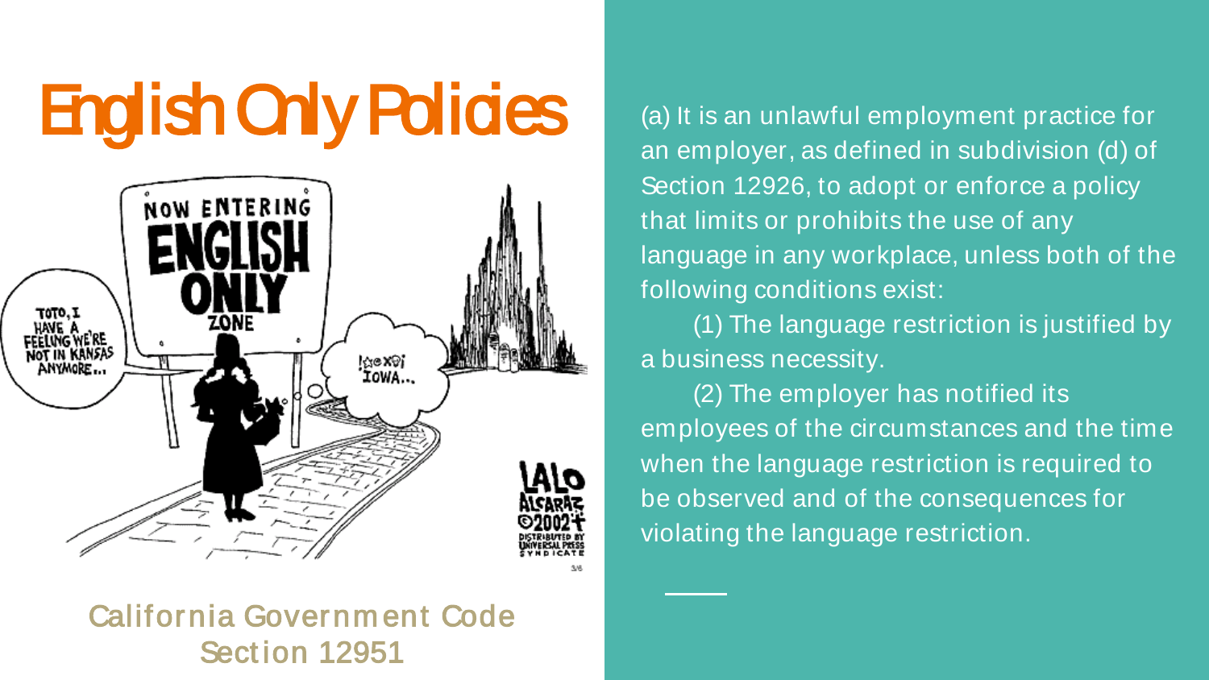# English Only Policies

California Government Code Section 12951

(a) It is an unlawful employment practice for an employer, as defined in subdivision (d) of Section 12926, to adopt or enforce a policy that limits or prohibits the use of any language in any workplace, unless both of the following conditions exist:

(1) The language restriction is justified by a business necessity.

(2) The employer has notified its employees of the circumstances and the time when the language restriction is required to be observed and of the consequences for violating the language restriction.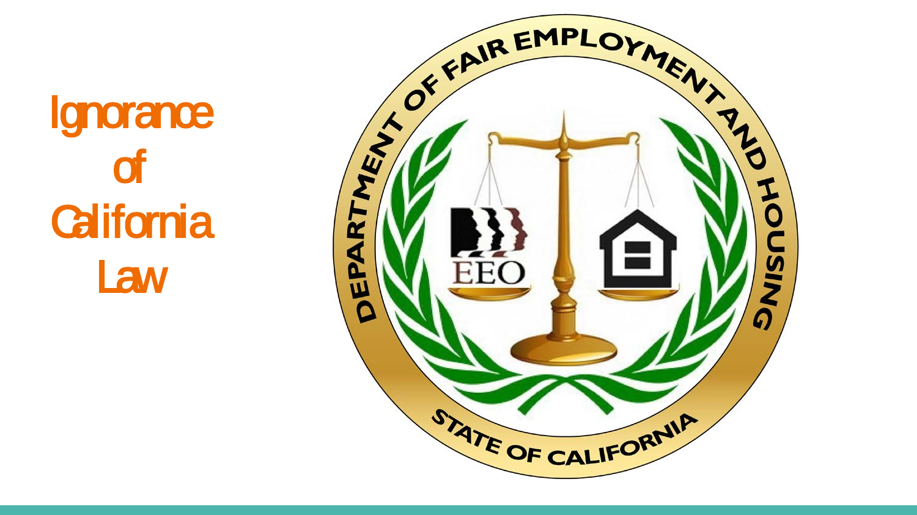# Ignorance of California Law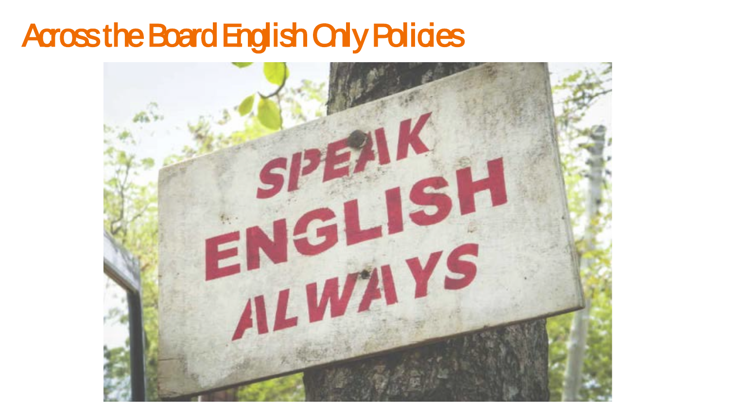# Across the Board English Only Policies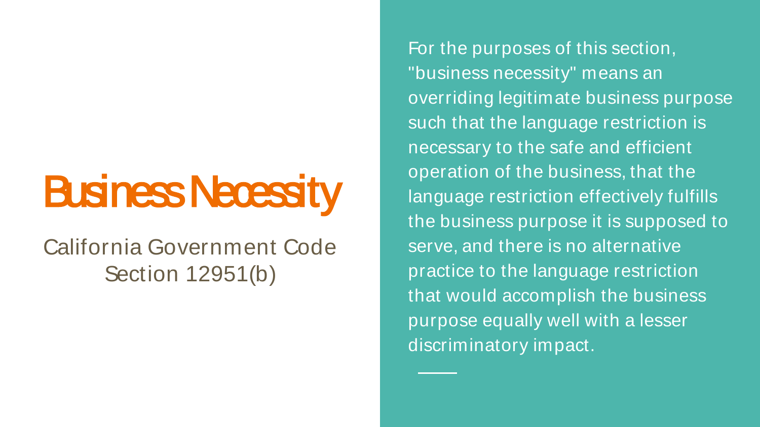# Business Necessity

California Government Code Section 12951(b)

For the purposes of this section, "business necessity" means an overriding legitimate business purpose such that the language restriction is necessary to the safe and efficient operation of the business, that the language restriction effectively fulfills the business purpose it is supposed to serve, and there is no alternative practice to the language restriction that would accomplish the business purpose equally well with a lesser discriminatory impact.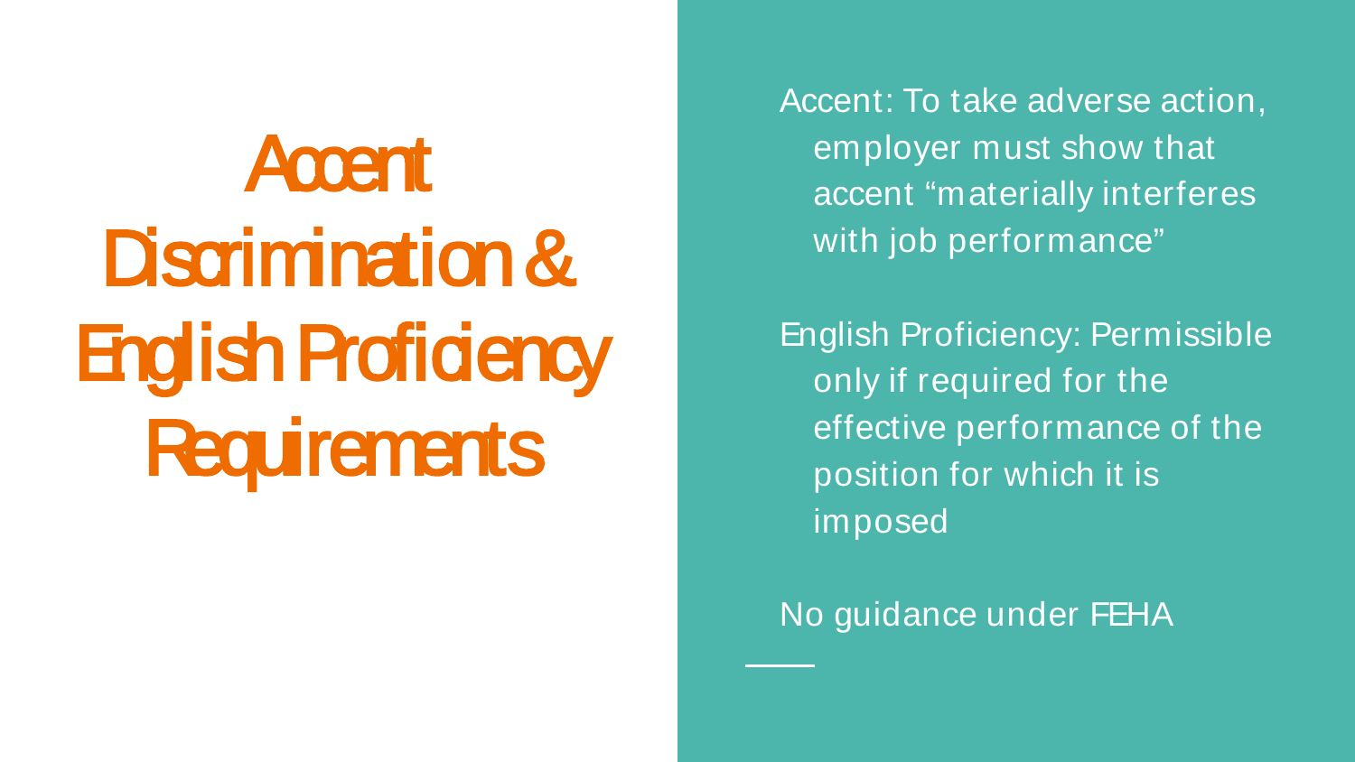# Accent Discrimination & English Proficiency Requirements

Accent: To take adverse action, employer must show that accent "materially interferes with job performance"

English Proficiency: Permissible only if required for the effective performance of the position for which it is imposed

No guidance under FEHA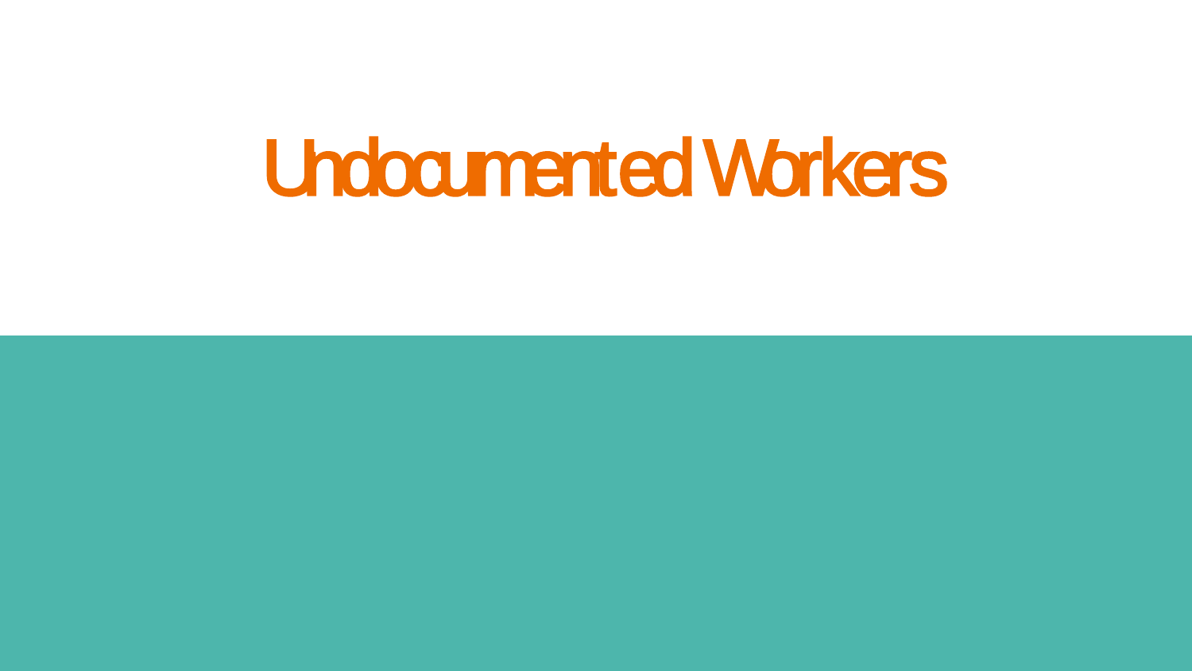# Undocumented Workers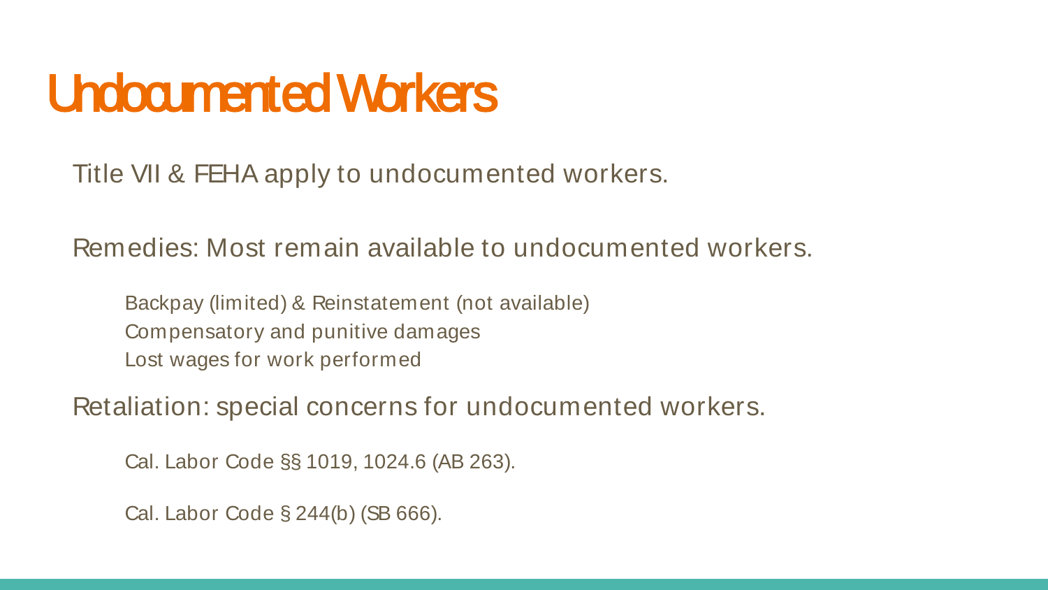# Undocumented Workers

Title VII & FEHA apply to undocumented workers.

Remedies: Most remain available to undocumented workers.

- Backpay (limited) & Reinstatement (not available)
- Compensatory and punitive damages
- Lost wages for work performed

Retaliation: special concerns for undocumented workers.

- Cal. Labor Code §§ 1019, 1024.6 (AB 263).
- Cal. Labor Code § 244(b) (SB 666).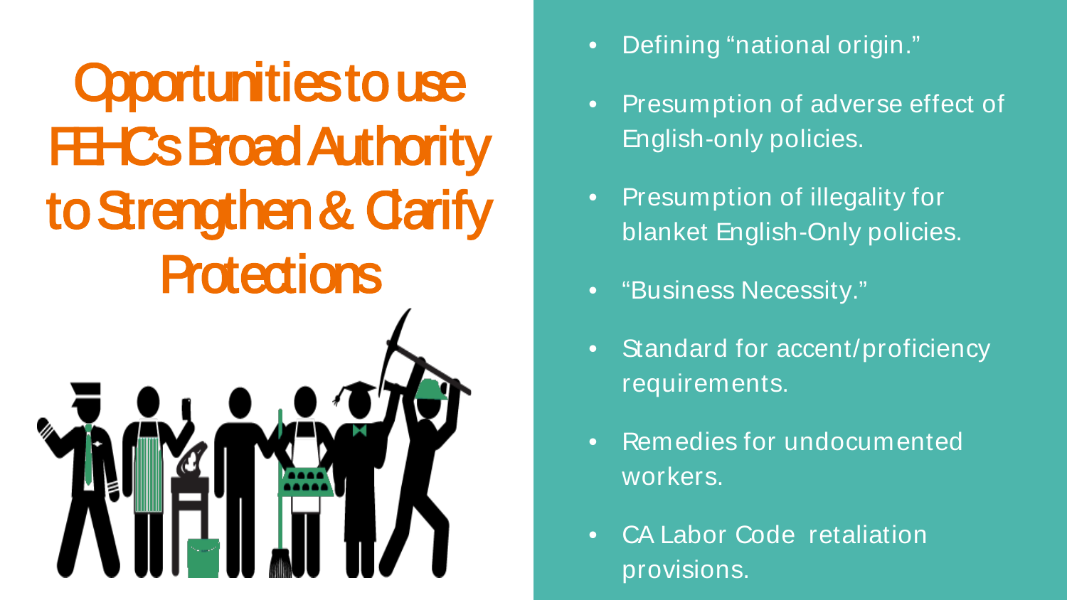# Opportunities to use FEHC's Broad Authority to Strengthen & Clarify Protections

- Defining "national origin."
- Presumption of adverse effect of English-only policies.
- Presumption of illegality for blanket English-Only policies.
- "Business Necessity."
- Standard for accent/proficiency requirements.
- Remedies for undocumented workers.
- CA Labor Code retaliation provisions.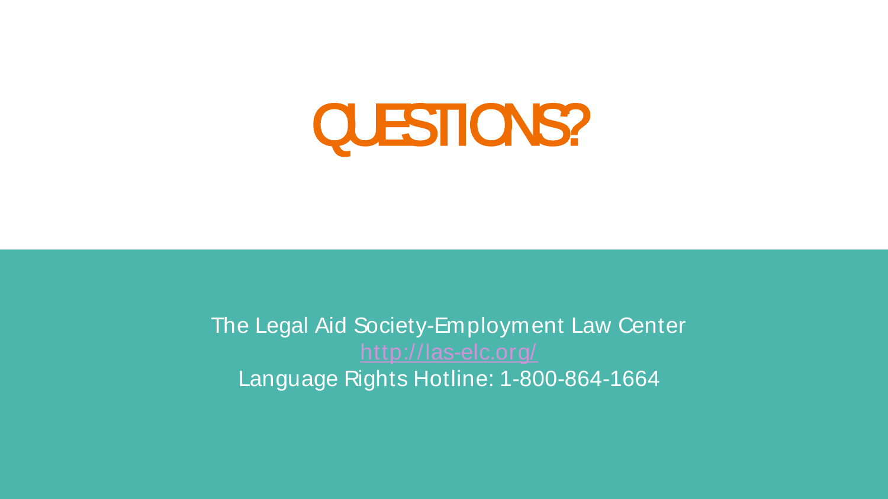# QUESTIONS?

The Legal Aid Society-Employment Law Center

http://las-elc.org/

Language Rights Hotline: 1-800-864-1664